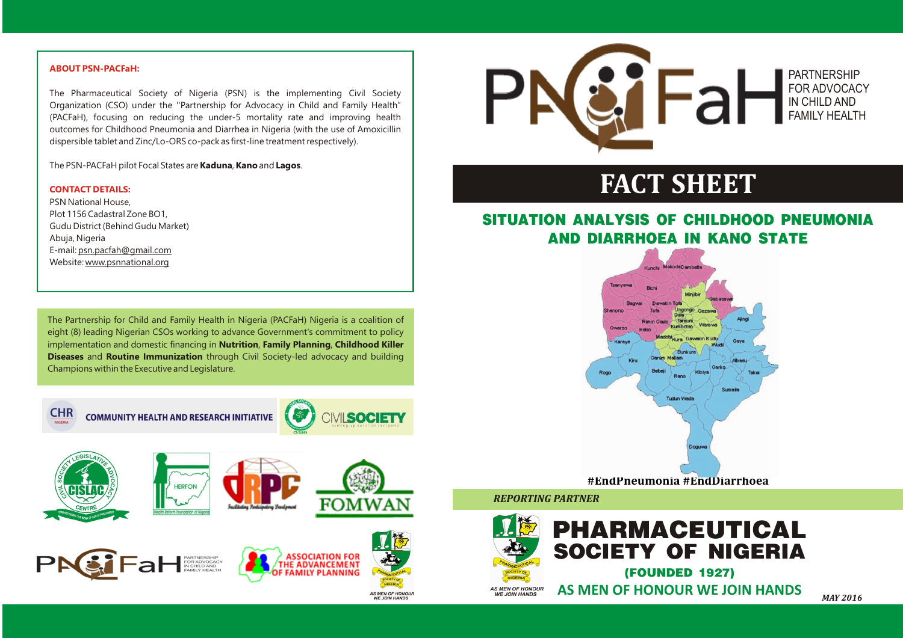**ABOUT PSN-PACFaH:**

The Pharmaceutical Society of Nigeria (PSN) is the implementing Civil Society Organization (CSO) under the "Partnership for Advocacy in Child and Family Health" (PACFaH), focusing on reducing the under-5 mortality rate and improving health outcomes for Childhood Pneumonia and Diarrhea in Nigeria (with the use of Amoxicillin dispersible tablet and Zinc/Lo-ORS co-pack as first-line treatment respectively).

The PSN-PACFaH pilot Focal States are **Kaduna**, **Kano** and **Lagos**.

**CONTACT DETAILS:**

PSN National House,
Plot 1156 Cadastral Zone BO1,
Gudu District (Behind Gudu Market)
Abuja, Nigeria
E-mail: psn.pacfah@gmail.com
Website: www.psnnational.org

The Partnership for Child and Family Health in Nigeria (PACFaH) Nigeria is a coalition of eight (8) leading Nigerian CSOs working to advance Government's commitment to policy implementation and domestic financing in **Nutrition**, **Family Planning**, **Childhood Killer Diseases** and **Routine Immunization** through Civil Society-led advocacy and building Champions within the Executive and Legislature.

COMMUNITY HEALTH AND RESEARCH INITIATIVE

CIVIL SOCIETY scaling-up nutrition in nigeria

CISLAC

HERFON Health Reform Foundation of Nigeria

dRPC Facilitating Participatory Development

FOMWAN

PACFaH PARTNERSHIP FOR ADVOCACY IN CHILD AND FAMILY HEALTH

ASSOCIATION FOR THE ADVANCEMENT OF FAMILY PLANNING

AS MEN OF HONOUR WE JOIN HANDS

PACFaH PARTNERSHIP FOR ADVOCACY IN CHILD AND FAMILY HEALTH

# FACT SHEET

## SITUATION ANALYSIS OF CHILDHOOD PNEUMONIA AND DIARRHOEA IN KANO STATE

Kunchi, Makoda, Dambatta, Tsanyawa, Bichi, Minjibir, Gabasawa, Bagwai, Dawakin Tofa, Shanono, Tofa, Ungongo, Gezawa, Dala, Tarauni, Rimin Gado, Kumbotso, Gwarzo, Kabo, Warawa, Ajingi, Madobi, Kura, Dawakin Kudu, Karaye, Wudil, Gaya, Bunkure, Kiru, Garun Mallam, Albasu, Rogo, Bebeji, Rano, Kibiya, Garko, Takai, Sumaila, Tudun Wada, Doguwa

#EndPneumonia #EndDiarrhoea

*REPORTING PARTNER*

**PHARMACEUTICAL SOCIETY OF NIGERIA**

**(FOUNDED 1927)**

**AS MEN OF HONOUR WE JOIN HANDS**

*MAY 2016*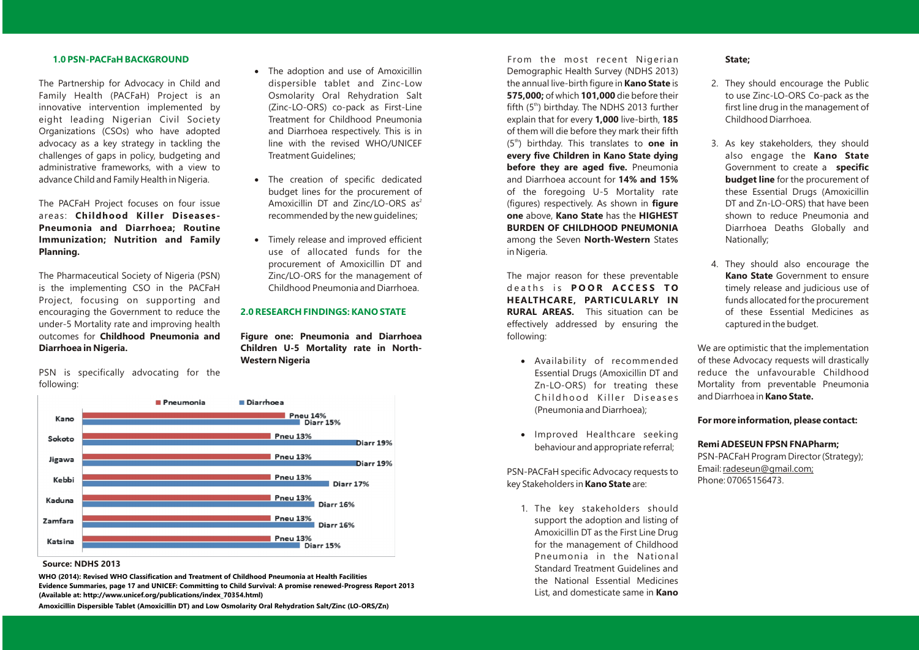### 1.0 PSN-PACFaH BACKGROUND

The Partnership for Advocacy in Child and Family Health (PACFaH) Project is an innovative intervention implemented by eight leading Nigerian Civil Society Organizations (CSOs) who have adopted advocacy as a key strategy in tackling the challenges of gaps in policy, budgeting and administrative frameworks, with a view to advance Child and Family Health in Nigeria.

The PACFaH Project focuses on four issue areas: **Childhood Killer Diseases- Pneumonia and Diarrhoea; Routine Immunization; Nutrition and Family Planning.**

The Pharmaceutical Society of Nigeria (PSN) is the implementing CSO in the PACFaH Project, focusing on supporting and encouraging the Government to reduce the under-5 Mortality rate and improving health outcomes for **Childhood Pneumonia and Diarrhoea in Nigeria.**

PSN is specifically advocating for the following:

- The adoption and use of Amoxicillin dispersible tablet and Zinc-Low Osmolarity Oral Rehydration Salt (Zinc-LO-ORS) co-pack as First-Line Treatment for Childhood Pneumonia and Diarrhoea respectively. This is in line with the revised WHO/UNICEF Treatment Guidelines;
- The creation of specific dedicated budget lines for the procurement of Amoxicillin DT and Zinc/LO-ORS as[2] recommended by the new guidelines;
- Timely release and improved efficient use of allocated funds for the procurement of Amoxicillin DT and Zinc/LO-ORS for the management of Childhood Pneumonia and Diarrhoea.

### 2.0 RESEARCH FINDINGS: KANO STATE

**Figure one: Pneumonia and Diarrhoea Children U-5 Mortality rate in North-Western Nigeria**

Pneumonia
Diarrhoea

Kano Pneu 14% Diarr 15%
Sokoto Pneu 13% Diarr 19%
Jigawa Pneu 13% Diarr 19%
Kebbi Pneu 13% Diarr 17%
Kaduna Pneu 13% Diarr 16%
Zamfara Pneu 13% Diarr 16%
Katsina Pneu 13% Diarr 15%

**Source: NDHS 2013**

From the most recent Nigerian Demographic Health Survey (NDHS 2013) the annual live-birth figure in **Kano State** is **575,000;** of which **101,000** die before their fifth (5[th]) birthday. The NDHS 2013 further explain that for every **1,000** live-birth, **185** of them will die before they mark their fifth (5[th]) birthday. This translates to **one in every five Children in Kano State dying before they are aged five.** Pneumonia and Diarrhoea account for **14% and 15%** of the foregoing U-5 Mortality rate (figures) respectively. As shown in **figure one** above, **Kano State** has the **HIGHEST BURDEN OF CHILDHOOD PNEUMONIA** among the Seven **North-Western** States in Nigeria.

The major reason for these preventable deaths is **POOR ACCESS TO HEALTHCARE, PARTICULARLY IN RURAL AREAS.** This situation can be effectively addressed by ensuring the following:

- Availability of recommended Essential Drugs (Amoxicillin DT and Zn-LO-ORS) for treating these Childhood Killer Diseases (Pneumonia and Diarrhoea);
- Improved Healthcare seeking behaviour and appropriate referral;

PSN-PACFaH specific Advocacy requests to key Stakeholders in **Kano State** are:

1. The key stakeholders should support the adoption and listing of Amoxicillin DT as the First Line Drug for the management of Childhood Pneumonia in the National Standard Treatment Guidelines and the National Essential Medicines List, and domesticate same in **Kano State;**
2. They should encourage the Public to use Zinc-LO-ORS Co-pack as the first line drug in the management of Childhood Diarrhoea.
3. As key stakeholders, they should also engage the **Kano State** Government to create a **specific budget line** for the procurement of these Essential Drugs (Amoxicillin DT and Zn-LO-ORS) that have been shown to reduce Pneumonia and Diarrhoea Deaths Globally and Nationally;
4. They should also encourage the **Kano State** Government to ensure timely release and judicious use of funds allocated for the procurement of these Essential Medicines as captured in the budget.

We are optimistic that the implementation of these Advocacy requests will drastically reduce the unfavourable Childhood Mortality from preventable Pneumonia and Diarrhoea in **Kano State.**

**For more information, please contact:**

**Remi ADESEUN FPSN FNAPharm;**
PSN-PACFaH Program Director (Strategy);
Email: radeseun@gmail.com;
Phone: 07065156473.

**WHO (2014): Revised WHO Classification and Treatment of Childhood Pneumonia at Health Facilities**
**Evidence Summaries, page 17 and UNICEF: Committing to Child Survival: A promise renewed-Progress Report 2013 (Available at: http://www.unicef.org/publications/index_70354.html)**
**Amoxicillin Dispersible Tablet (Amoxicillin DT) and Low Osmolarity Oral Rehydration Salt/Zinc (LO-ORS/Zn)**